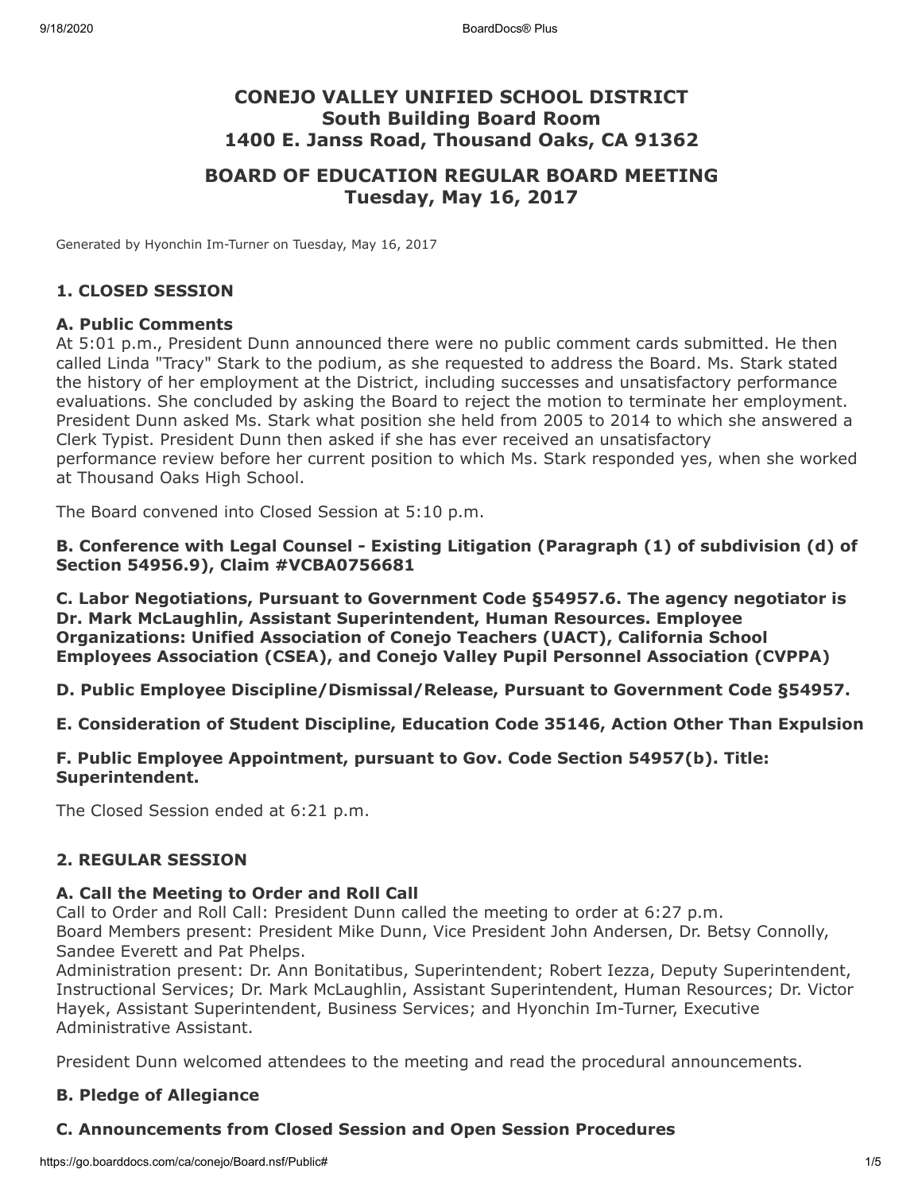# CONEJO VALLEY UNIFIED SCHOOL DISTRICT
## South Building Board Room
## 1400 E. Janss Road, Thousand Oaks, CA 91362

# BOARD OF EDUCATION REGULAR BOARD MEETING
## Tuesday, May 16, 2017

Generated by Hyonchin Im-Turner on Tuesday, May 16, 2017

### 1. CLOSED SESSION

#### A. Public Comments

At 5:01 p.m., President Dunn announced there were no public comment cards submitted. He then called Linda "Tracy" Stark to the podium, as she requested to address the Board. Ms. Stark stated the history of her employment at the District, including successes and unsatisfactory performance evaluations. She concluded by asking the Board to reject the motion to terminate her employment. President Dunn asked Ms. Stark what position she held from 2005 to 2014 to which she answered a Clerk Typist. President Dunn then asked if she has ever received an unsatisfactory performance review before her current position to which Ms. Stark responded yes, when she worked at Thousand Oaks High School.

The Board convened into Closed Session at 5:10 p.m.

#### B. Conference with Legal Counsel - Existing Litigation (Paragraph (1) of subdivision (d) of Section 54956.9), Claim #VCBA0756681

#### C. Labor Negotiations, Pursuant to Government Code §54957.6. The agency negotiator is Dr. Mark McLaughlin, Assistant Superintendent, Human Resources. Employee Organizations: Unified Association of Conejo Teachers (UACT), California School Employees Association (CSEA), and Conejo Valley Pupil Personnel Association (CVPPA)

#### D. Public Employee Discipline/Dismissal/Release, Pursuant to Government Code §54957.

#### E. Consideration of Student Discipline, Education Code 35146, Action Other Than Expulsion

#### F. Public Employee Appointment, pursuant to Gov. Code Section 54957(b). Title: Superintendent.

The Closed Session ended at 6:21 p.m.

### 2. REGULAR SESSION

#### A. Call the Meeting to Order and Roll Call

Call to Order and Roll Call: President Dunn called the meeting to order at 6:27 p.m.
Board Members present: President Mike Dunn, Vice President John Andersen, Dr. Betsy Connolly, Sandee Everett and Pat Phelps.
Administration present: Dr. Ann Bonitatibus, Superintendent; Robert Iezza, Deputy Superintendent, Instructional Services; Dr. Mark McLaughlin, Assistant Superintendent, Human Resources; Dr. Victor Hayek, Assistant Superintendent, Business Services; and Hyonchin Im-Turner, Executive Administrative Assistant.

President Dunn welcomed attendees to the meeting and read the procedural announcements.

#### B. Pledge of Allegiance

#### C. Announcements from Closed Session and Open Session Procedures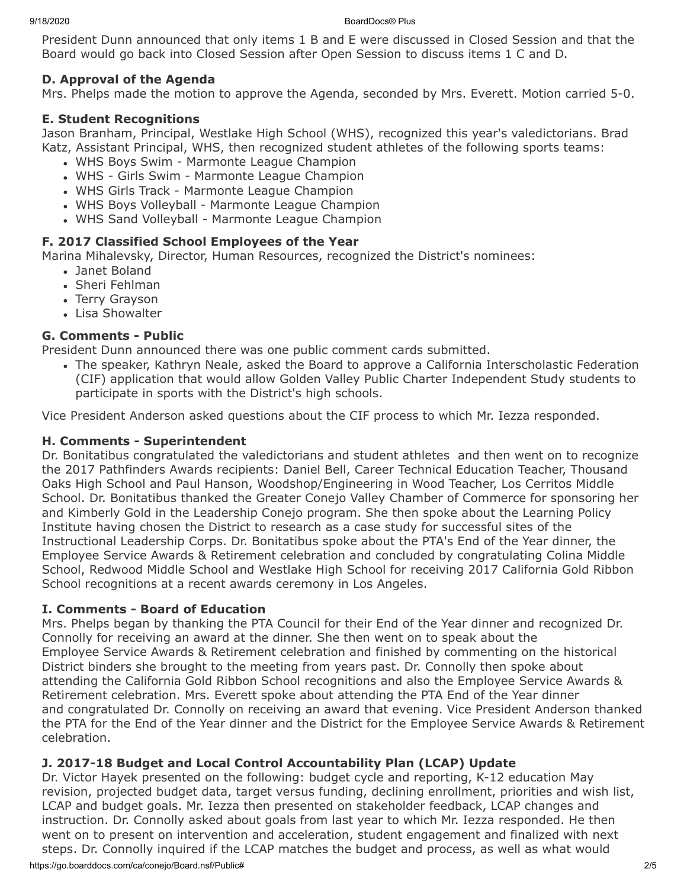President Dunn announced that only items 1 B and E were discussed in Closed Session and that the Board would go back into Closed Session after Open Session to discuss items 1 C and D.

**D. Approval of the Agenda**

Mrs. Phelps made the motion to approve the Agenda, seconded by Mrs. Everett. Motion carried 5-0.

**E. Student Recognitions**

Jason Branham, Principal, Westlake High School (WHS), recognized this year's valedictorians. Brad Katz, Assistant Principal, WHS, then recognized student athletes of the following sports teams:

- WHS Boys Swim - Marmonte League Champion
- WHS - Girls Swim - Marmonte League Champion
- WHS Girls Track - Marmonte League Champion
- WHS Boys Volleyball - Marmonte League Champion
- WHS Sand Volleyball - Marmonte League Champion

**F. 2017 Classified School Employees of the Year**

Marina Mihalevsky, Director, Human Resources, recognized the District's nominees:

- Janet Boland
- Sheri Fehlman
- Terry Grayson
- Lisa Showalter

**G. Comments - Public**

President Dunn announced there was one public comment cards submitted.

- The speaker, Kathryn Neale, asked the Board to approve a California Interscholastic Federation (CIF) application that would allow Golden Valley Public Charter Independent Study students to participate in sports with the District's high schools.

Vice President Anderson asked questions about the CIF process to which Mr. Iezza responded.

**H. Comments - Superintendent**

Dr. Bonitatibus congratulated the valedictorians and student athletes and then went on to recognize the 2017 Pathfinders Awards recipients: Daniel Bell, Career Technical Education Teacher, Thousand Oaks High School and Paul Hanson, Woodshop/Engineering in Wood Teacher, Los Cerritos Middle School. Dr. Bonitatibus thanked the Greater Conejo Valley Chamber of Commerce for sponsoring her and Kimberly Gold in the Leadership Conejo program. She then spoke about the Learning Policy Institute having chosen the District to research as a case study for successful sites of the Instructional Leadership Corps. Dr. Bonitatibus spoke about the PTA's End of the Year dinner, the Employee Service Awards & Retirement celebration and concluded by congratulating Colina Middle School, Redwood Middle School and Westlake High School for receiving 2017 California Gold Ribbon School recognitions at a recent awards ceremony in Los Angeles.

**I. Comments - Board of Education**

Mrs. Phelps began by thanking the PTA Council for their End of the Year dinner and recognized Dr. Connolly for receiving an award at the dinner. She then went on to speak about the Employee Service Awards & Retirement celebration and finished by commenting on the historical District binders she brought to the meeting from years past. Dr. Connolly then spoke about attending the California Gold Ribbon School recognitions and also the Employee Service Awards & Retirement celebration. Mrs. Everett spoke about attending the PTA End of the Year dinner and congratulated Dr. Connolly on receiving an award that evening. Vice President Anderson thanked the PTA for the End of the Year dinner and the District for the Employee Service Awards & Retirement celebration.

**J. 2017-18 Budget and Local Control Accountability Plan (LCAP) Update**

Dr. Victor Hayek presented on the following: budget cycle and reporting, K-12 education May revision, projected budget data, target versus funding, declining enrollment, priorities and wish list, LCAP and budget goals. Mr. Iezza then presented on stakeholder feedback, LCAP changes and instruction. Dr. Connolly asked about goals from last year to which Mr. Iezza responded. He then went on to present on intervention and acceleration, student engagement and finalized with next steps. Dr. Connolly inquired if the LCAP matches the budget and process, as well as what would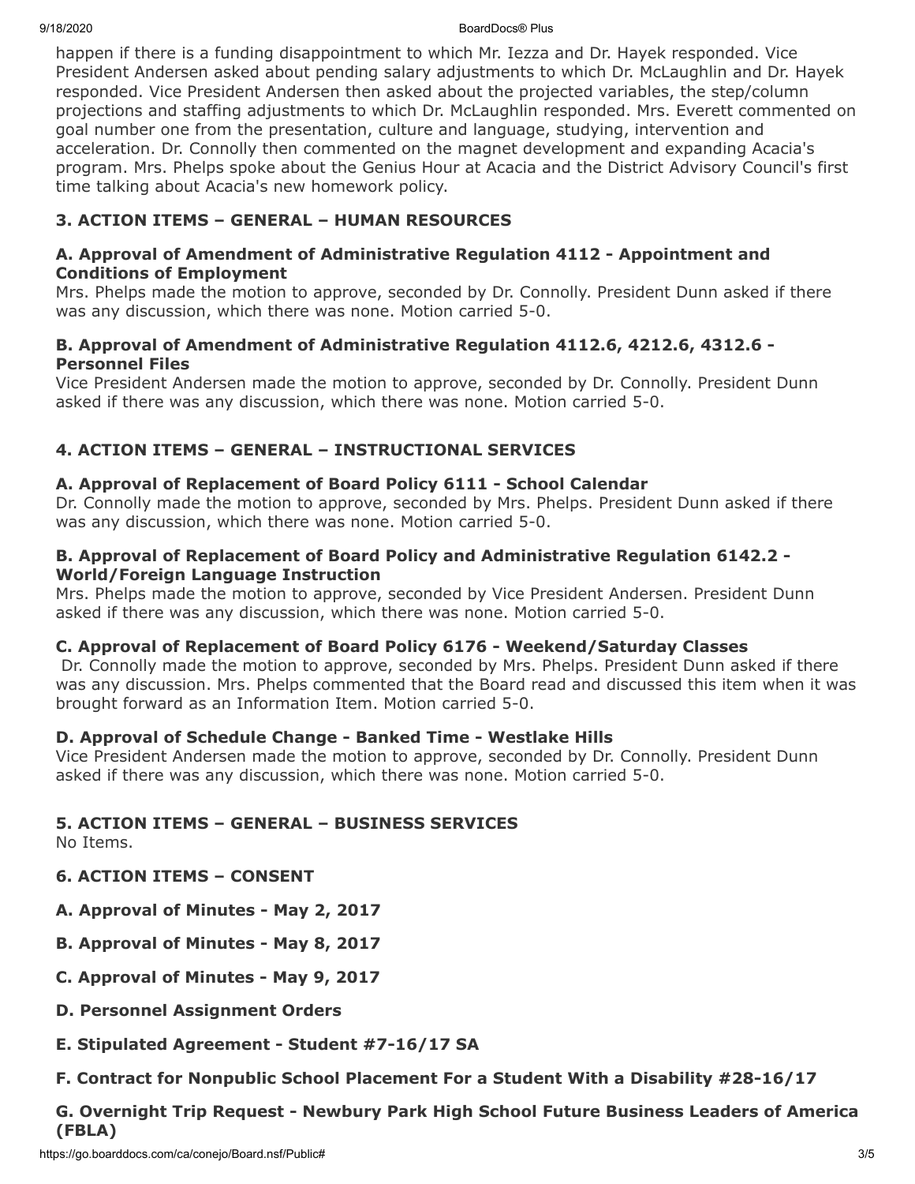happen if there is a funding disappointment to which Mr. Iezza and Dr. Hayek responded. Vice President Andersen asked about pending salary adjustments to which Dr. McLaughlin and Dr. Hayek responded. Vice President Andersen then asked about the projected variables, the step/column projections and staffing adjustments to which Dr. McLaughlin responded. Mrs. Everett commented on goal number one from the presentation, culture and language, studying, intervention and acceleration. Dr. Connolly then commented on the magnet development and expanding Acacia's program. Mrs. Phelps spoke about the Genius Hour at Acacia and the District Advisory Council's first time talking about Acacia's new homework policy.

## 3. ACTION ITEMS – GENERAL – HUMAN RESOURCES

### A. Approval of Amendment of Administrative Regulation 4112 - Appointment and Conditions of Employment

Mrs. Phelps made the motion to approve, seconded by Dr. Connolly. President Dunn asked if there was any discussion, which there was none. Motion carried 5-0.

### B. Approval of Amendment of Administrative Regulation 4112.6, 4212.6, 4312.6 - Personnel Files

Vice President Andersen made the motion to approve, seconded by Dr. Connolly. President Dunn asked if there was any discussion, which there was none. Motion carried 5-0.

## 4. ACTION ITEMS – GENERAL – INSTRUCTIONAL SERVICES

### A. Approval of Replacement of Board Policy 6111 - School Calendar

Dr. Connolly made the motion to approve, seconded by Mrs. Phelps. President Dunn asked if there was any discussion, which there was none. Motion carried 5-0.

### B. Approval of Replacement of Board Policy and Administrative Regulation 6142.2 - World/Foreign Language Instruction

Mrs. Phelps made the motion to approve, seconded by Vice President Andersen. President Dunn asked if there was any discussion, which there was none. Motion carried 5-0.

### C. Approval of Replacement of Board Policy 6176 - Weekend/Saturday Classes

Dr. Connolly made the motion to approve, seconded by Mrs. Phelps. President Dunn asked if there was any discussion. Mrs. Phelps commented that the Board read and discussed this item when it was brought forward as an Information Item. Motion carried 5-0.

### D. Approval of Schedule Change - Banked Time - Westlake Hills

Vice President Andersen made the motion to approve, seconded by Dr. Connolly. President Dunn asked if there was any discussion, which there was none. Motion carried 5-0.

## 5. ACTION ITEMS – GENERAL – BUSINESS SERVICES

No Items.

## 6. ACTION ITEMS – CONSENT

### A. Approval of Minutes - May 2, 2017

### B. Approval of Minutes - May 8, 2017

### C. Approval of Minutes - May 9, 2017

### D. Personnel Assignment Orders

### E. Stipulated Agreement - Student #7-16/17 SA

### F. Contract for Nonpublic School Placement For a Student With a Disability #28-16/17

### G. Overnight Trip Request - Newbury Park High School Future Business Leaders of America (FBLA)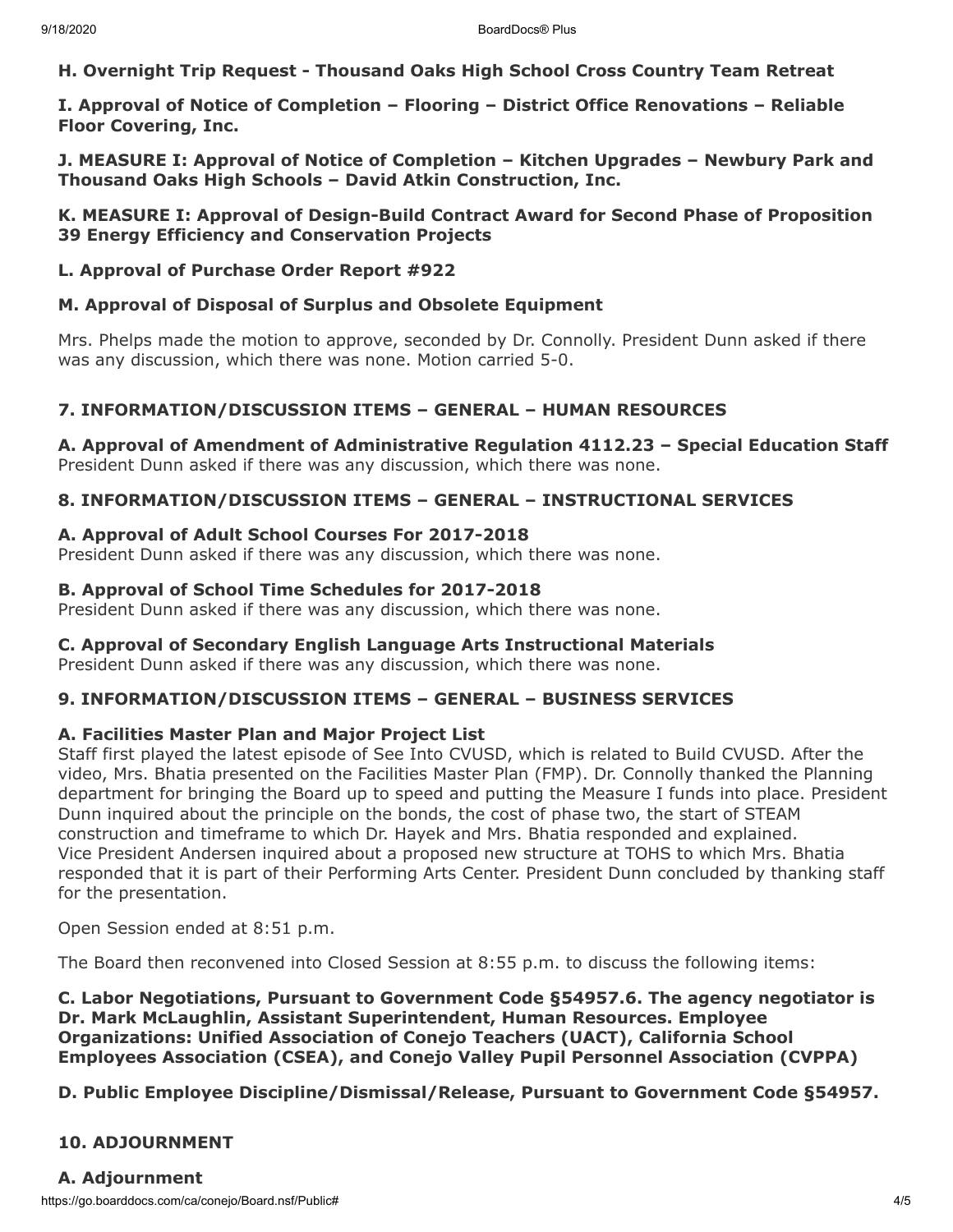**H. Overnight Trip Request - Thousand Oaks High School Cross Country Team Retreat**

**I. Approval of Notice of Completion – Flooring – District Office Renovations – Reliable Floor Covering, Inc.**

**J. MEASURE I: Approval of Notice of Completion – Kitchen Upgrades – Newbury Park and Thousand Oaks High Schools – David Atkin Construction, Inc.**

**K. MEASURE I: Approval of Design-Build Contract Award for Second Phase of Proposition 39 Energy Efficiency and Conservation Projects**

**L. Approval of Purchase Order Report #922**

**M. Approval of Disposal of Surplus and Obsolete Equipment**

Mrs. Phelps made the motion to approve, seconded by Dr. Connolly. President Dunn asked if there was any discussion, which there was none. Motion carried 5-0.

**7. INFORMATION/DISCUSSION ITEMS – GENERAL – HUMAN RESOURCES**

**A. Approval of Amendment of Administrative Regulation 4112.23 – Special Education Staff**
President Dunn asked if there was any discussion, which there was none.

**8. INFORMATION/DISCUSSION ITEMS – GENERAL – INSTRUCTIONAL SERVICES**

**A. Approval of Adult School Courses For 2017-2018**
President Dunn asked if there was any discussion, which there was none.

**B. Approval of School Time Schedules for 2017-2018**
President Dunn asked if there was any discussion, which there was none.

**C. Approval of Secondary English Language Arts Instructional Materials**
President Dunn asked if there was any discussion, which there was none.

**9. INFORMATION/DISCUSSION ITEMS – GENERAL – BUSINESS SERVICES**

**A. Facilities Master Plan and Major Project List**
Staff first played the latest episode of See Into CVUSD, which is related to Build CVUSD. After the video, Mrs. Bhatia presented on the Facilities Master Plan (FMP). Dr. Connolly thanked the Planning department for bringing the Board up to speed and putting the Measure I funds into place. President Dunn inquired about the principle on the bonds, the cost of phase two, the start of STEAM construction and timeframe to which Dr. Hayek and Mrs. Bhatia responded and explained.
Vice President Andersen inquired about a proposed new structure at TOHS to which Mrs. Bhatia responded that it is part of their Performing Arts Center. President Dunn concluded by thanking staff for the presentation.

Open Session ended at 8:51 p.m.

The Board then reconvened into Closed Session at 8:55 p.m. to discuss the following items:

**C. Labor Negotiations, Pursuant to Government Code §54957.6. The agency negotiator is Dr. Mark McLaughlin, Assistant Superintendent, Human Resources. Employee Organizations: Unified Association of Conejo Teachers (UACT), California School Employees Association (CSEA), and Conejo Valley Pupil Personnel Association (CVPPA)**

**D. Public Employee Discipline/Dismissal/Release, Pursuant to Government Code §54957.**

**10. ADJOURNMENT**

**A. Adjournment**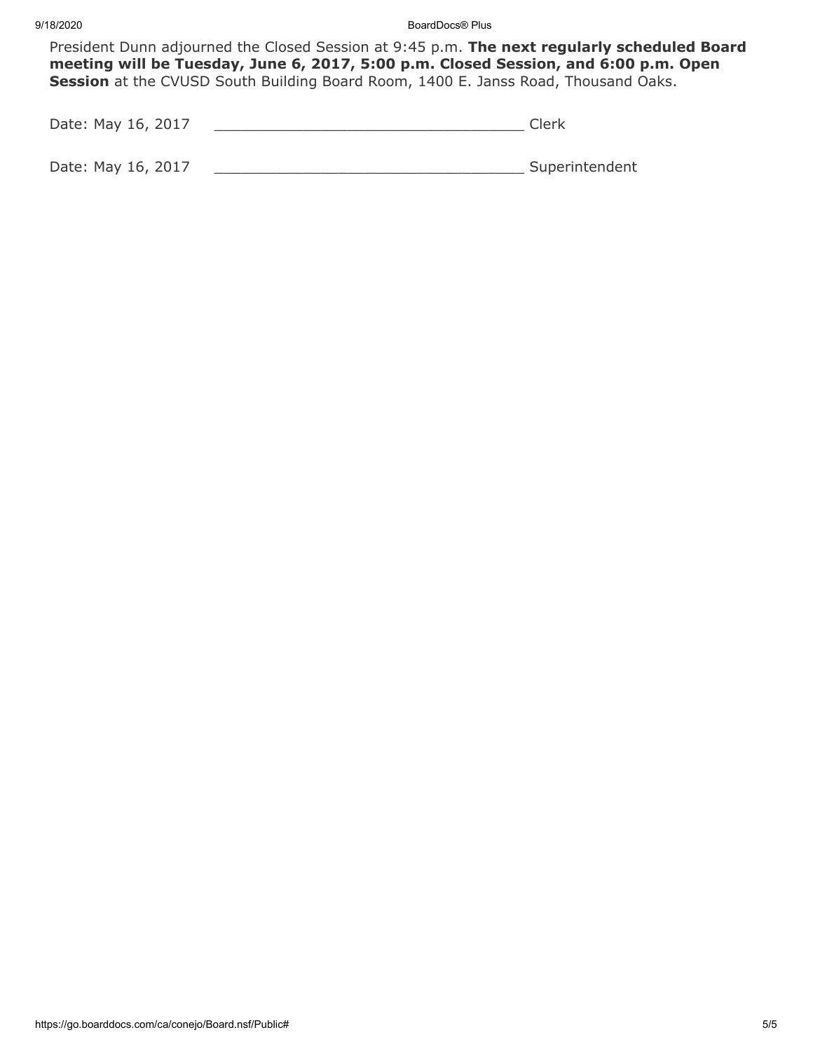President Dunn adjourned the Closed Session at 9:45 p.m. **The next regularly scheduled Board meeting will be Tuesday, June 6, 2017, 5:00 p.m. Closed Session, and 6:00 p.m. Open Session** at the CVUSD South Building Board Room, 1400 E. Janss Road, Thousand Oaks.

Date: May 16, 2017 ___________________________________ Clerk

Date: May 16, 2017 ___________________________________ Superintendent